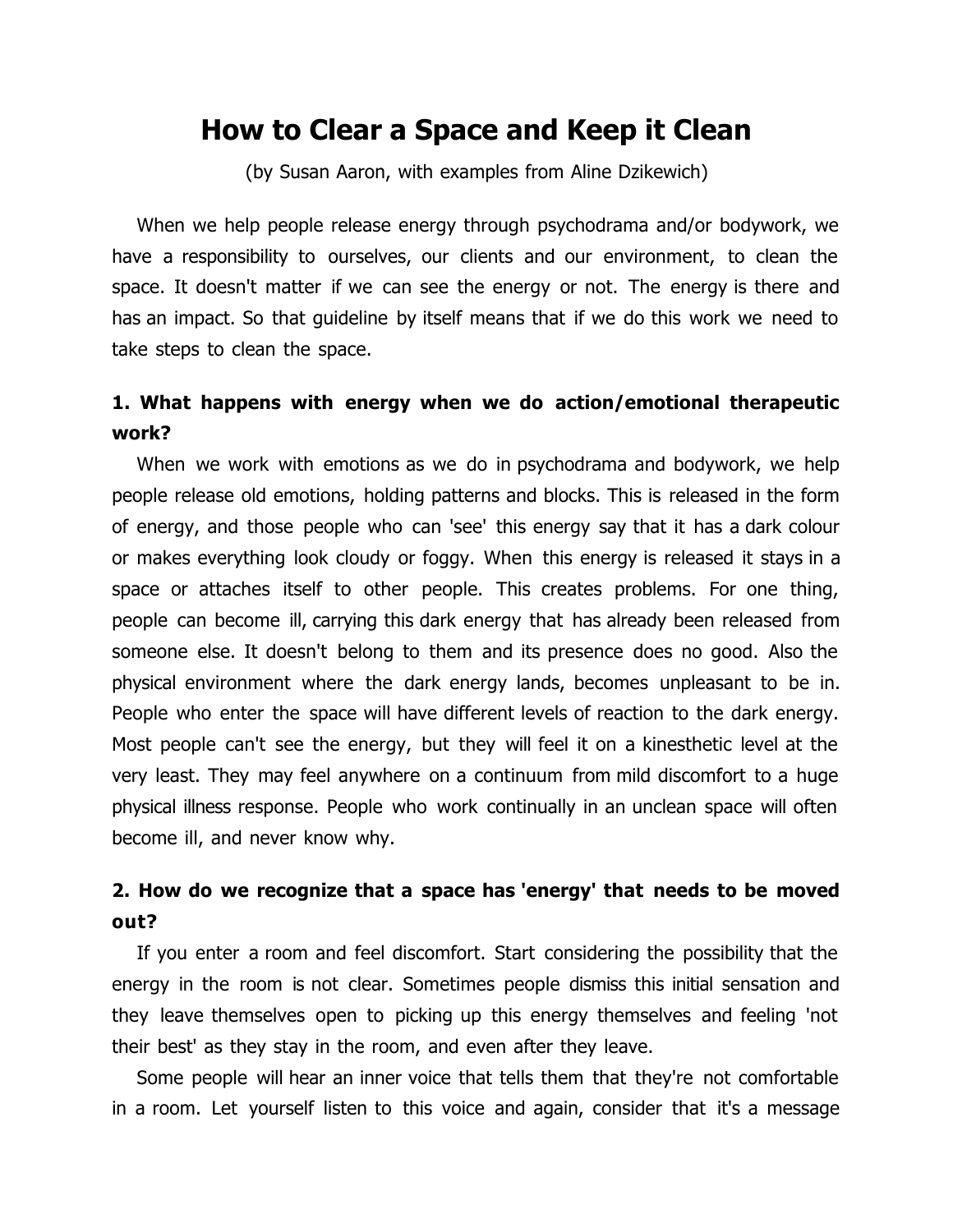# How to Clear a Space and Keep it Clean

(by Susan Aaron, with examples from Aline Dzikewich)

When we help people release energy through psychodrama and/or bodywork, we have a responsibility to ourselves, our clients and our environment, to clean the space. It doesn't matter if we can see the energy or not. The energy is there and has an impact. So that guideline by itself means that if we do this work we need to take steps to clean the space.

## 1. What happens with energy when we do action/emotional therapeutic work?

When we work with emotions as we do in psychodrama and bodywork, we help people release old emotions, holding patterns and blocks. This is released in the form of energy, and those people who can 'see' this energy say that it has a dark colour or makes everything look cloudy or foggy. When this energy is released it stays in a space or attaches itself to other people. This creates problems. For one thing, people can become ill, carrying this dark energy that has already been released from someone else. It doesn't belong to them and its presence does no good. Also the physical environment where the dark energy lands, becomes unpleasant to be in. People who enter the space will have different levels of reaction to the dark energy. Most people can't see the energy, but they will feel it on a kinesthetic level at the very least. They may feel anywhere on a continuum from mild discomfort to a huge physical illness response. People who work continually in an unclean space will often become ill, and never know why.

## 2. How do we recognize that a space has 'energy' that needs to be moved out?

If you enter a room and feel discomfort. Start considering the possibility that the energy in the room is not clear. Sometimes people dismiss this initial sensation and they leave themselves open to picking up this energy themselves and feeling 'not their best' as they stay in the room, and even after they leave.

Some people will hear an inner voice that tells them that they're not comfortable in a room. Let yourself listen to this voice and again, consider that it's a message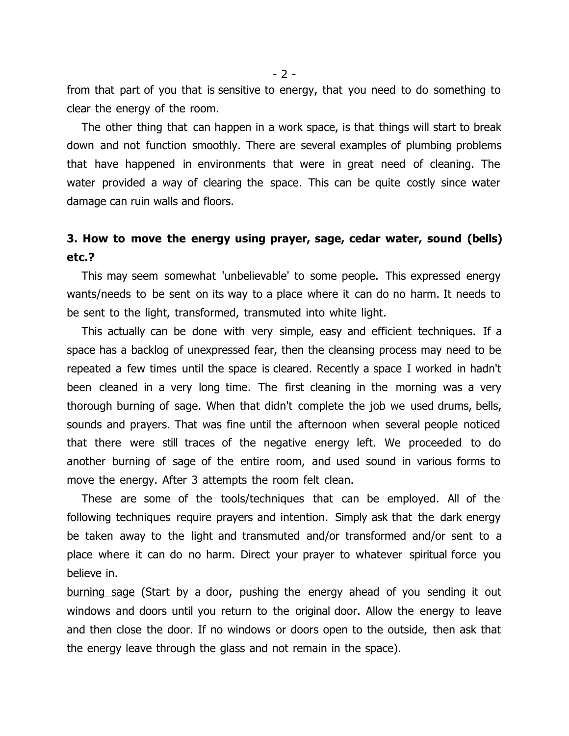from that part of you that is sensitive to energy, that you need to do something to clear the energy of the room.

The other thing that can happen in a work space, is that things will start to break down and not function smoothly. There are several examples of plumbing problems that have happened in environments that were in great need of cleaning. The water provided a way of clearing the space. This can be quite costly since water damage can ruin walls and floors.

### 3. How to move the energy using prayer, sage, cedar water, sound (bells) etc.?

This may seem somewhat 'unbelievable' to some people. This expressed energy wants/needs to be sent on its way to a place where it can do no harm. It needs to be sent to the light, transformed, transmuted into white light.

This actually can be done with very simple, easy and efficient techniques. If a space has a backlog of unexpressed fear, then the cleansing process may need to be repeated a few times until the space is cleared. Recently a space I worked in hadn't been cleaned in a very long time. The first cleaning in the morning was a very thorough burning of sage. When that didn't complete the job we used drums, bells, sounds and prayers. That was fine until the afternoon when several people noticed that there were still traces of the negative energy left. We proceeded to do another burning of sage of the entire room, and used sound in various forms to move the energy. After 3 attempts the room felt clean.

These are some of the tools/techniques that can be employed. All of the following techniques require prayers and intention. Simply ask that the dark energy be taken away to the light and transmuted and/or transformed and/or sent to a place where it can do no harm. Direct your prayer to whatever spiritual force you believe in.

<u>burning sage</u> (Start by a door, pushing the energy ahead of you sending it out windows and doors until you return to the original door. Allow the energy to leave and then close the door. If no windows or doors open to the outside, then ask that the energy leave through the glass and not remain in the space).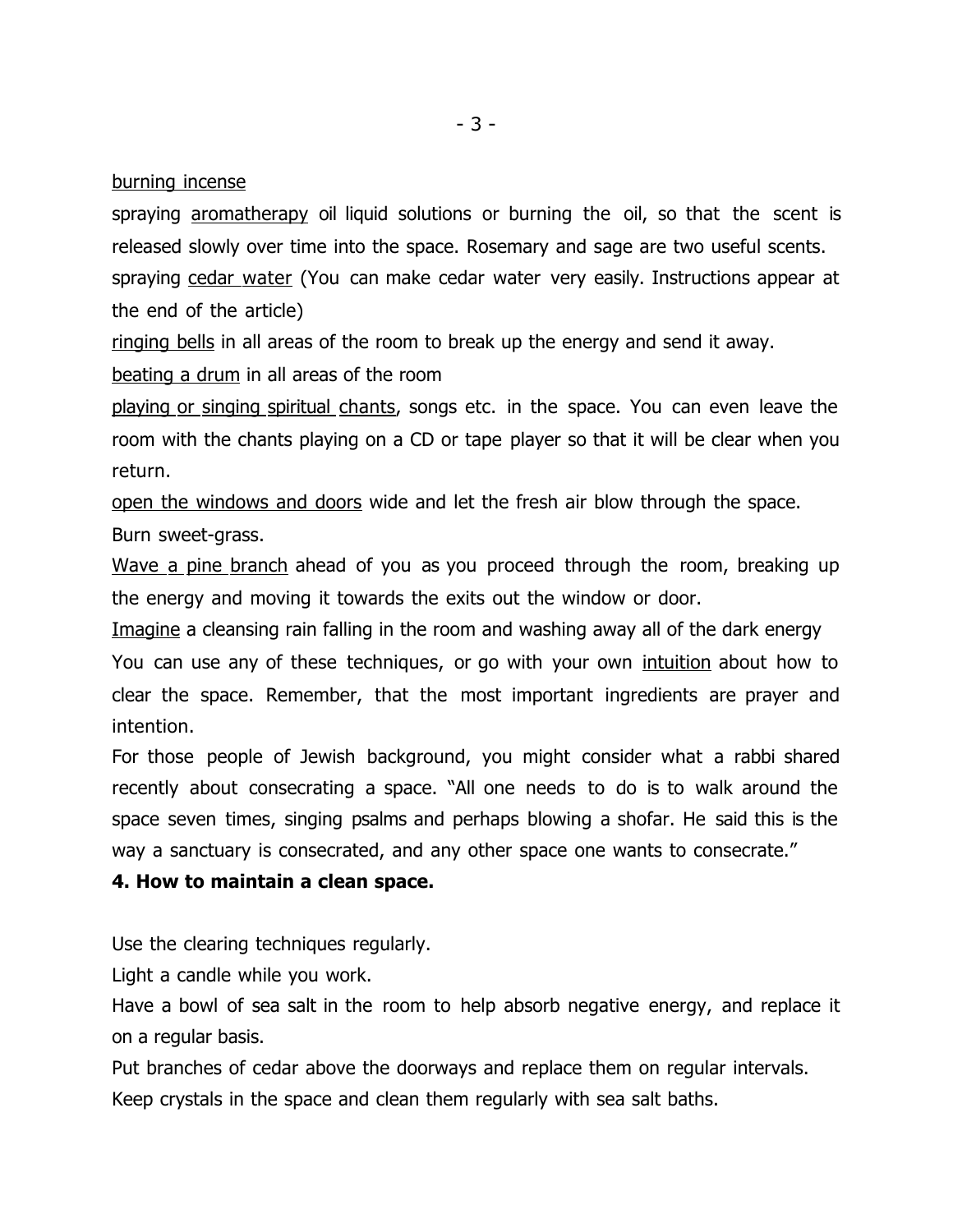burning incense

spraying aromatherapy oil liquid solutions or burning the oil, so that the scent is released slowly over time into the space. Rosemary and sage are two useful scents.

spraying cedar water (You can make cedar water very easily. Instructions appear at the end of the article)

ringing bells in all areas of the room to break up the energy and send it away.

beating a drum in all areas of the room

playing or singing spiritual chants, songs etc. in the space. You can even leave the room with the chants playing on a CD or tape player so that it will be clear when you return.

open the windows and doors wide and let the fresh air blow through the space.

Burn sweet-grass.

Wave a pine branch ahead of you as you proceed through the room, breaking up the energy and moving it towards the exits out the window or door.

Imagine a cleansing rain falling in the room and washing away all of the dark energy

You can use any of these techniques, or go with your own intuition about how to clear the space. Remember, that the most important ingredients are prayer and intention.

For those people of Jewish background, you might consider what a rabbi shared recently about consecrating a space. "All one needs to do is to walk around the space seven times, singing psalms and perhaps blowing a shofar. He said this is the way a sanctuary is consecrated, and any other space one wants to consecrate."

**4. How to maintain a clean space.**

Use the clearing techniques regularly.

Light a candle while you work.

Have a bowl of sea salt in the room to help absorb negative energy, and replace it on a regular basis.

Put branches of cedar above the doorways and replace them on regular intervals.

Keep crystals in the space and clean them regularly with sea salt baths.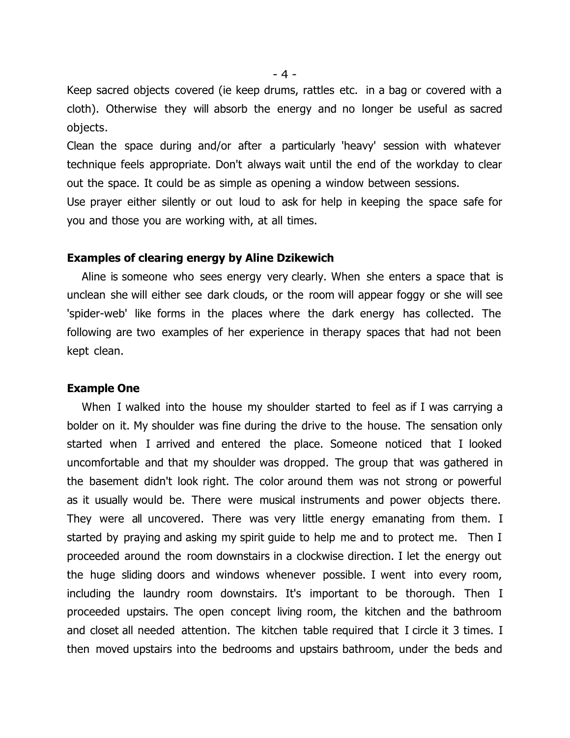Keep sacred objects covered (ie keep drums, rattles etc. in a bag or covered with a cloth). Otherwise they will absorb the energy and no longer be useful as sacred objects.

Clean the space during and/or after a particularly 'heavy' session with whatever technique feels appropriate. Don't always wait until the end of the workday to clear out the space. It could be as simple as opening a window between sessions.

Use prayer either silently or out loud to ask for help in keeping the space safe for you and those you are working with, at all times.

### Examples of clearing energy by Aline Dzikewich

Aline is someone who sees energy very clearly. When she enters a space that is unclean she will either see dark clouds, or the room will appear foggy or she will see 'spider-web' like forms in the places where the dark energy has collected. The following are two examples of her experience in therapy spaces that had not been kept clean.

### Example One

When I walked into the house my shoulder started to feel as if I was carrying a bolder on it. My shoulder was fine during the drive to the house. The sensation only started when I arrived and entered the place. Someone noticed that I looked uncomfortable and that my shoulder was dropped. The group that was gathered in the basement didn't look right. The color around them was not strong or powerful as it usually would be. There were musical instruments and power objects there. They were all uncovered. There was very little energy emanating from them. I started by praying and asking my spirit guide to help me and to protect me. Then I proceeded around the room downstairs in a clockwise direction. I let the energy out the huge sliding doors and windows whenever possible. I went into every room, including the laundry room downstairs. It's important to be thorough. Then I proceeded upstairs. The open concept living room, the kitchen and the bathroom and closet all needed attention. The kitchen table required that I circle it 3 times. I then moved upstairs into the bedrooms and upstairs bathroom, under the beds and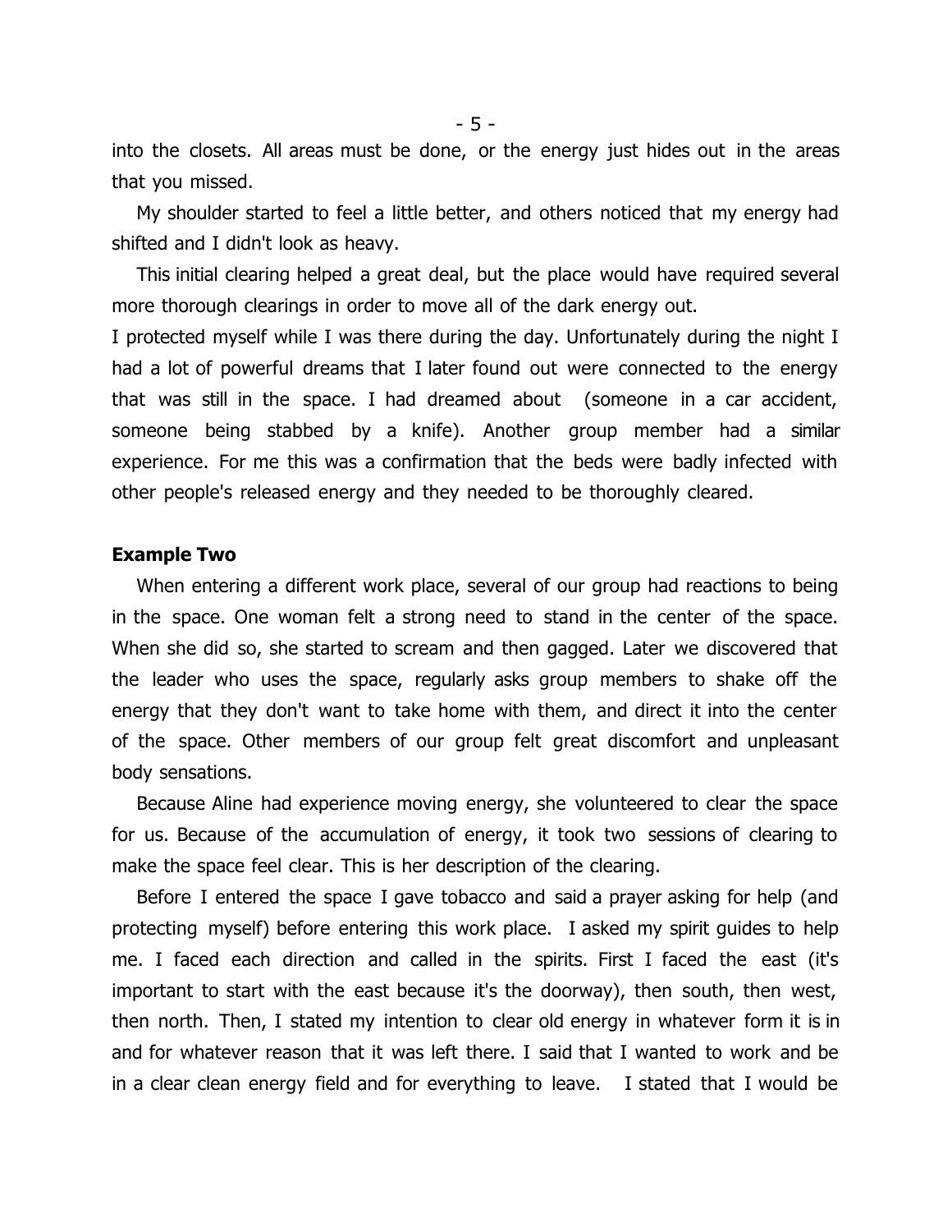into the closets. All areas must be done, or the energy just hides out in the areas that you missed.

My shoulder started to feel a little better, and others noticed that my energy had shifted and I didn't look as heavy.

This initial clearing helped a great deal, but the place would have required several more thorough clearings in order to move all of the dark energy out.

I protected myself while I was there during the day. Unfortunately during the night I had a lot of powerful dreams that I later found out were connected to the energy that was still in the space. I had dreamed about (someone in a car accident, someone being stabbed by a knife). Another group member had a similar experience. For me this was a confirmation that the beds were badly infected with other people's released energy and they needed to be thoroughly cleared.

**Example Two**

When entering a different work place, several of our group had reactions to being in the space. One woman felt a strong need to stand in the center of the space. When she did so, she started to scream and then gagged. Later we discovered that the leader who uses the space, regularly asks group members to shake off the energy that they don't want to take home with them, and direct it into the center of the space. Other members of our group felt great discomfort and unpleasant body sensations.

Because Aline had experience moving energy, she volunteered to clear the space for us. Because of the accumulation of energy, it took two sessions of clearing to make the space feel clear. This is her description of the clearing.

Before I entered the space I gave tobacco and said a prayer asking for help (and protecting myself) before entering this work place. I asked my spirit guides to help me. I faced each direction and called in the spirits. First I faced the east (it's important to start with the east because it's the doorway), then south, then west, then north. Then, I stated my intention to clear old energy in whatever form it is in and for whatever reason that it was left there. I said that I wanted to work and be in a clear clean energy field and for everything to leave. I stated that I would be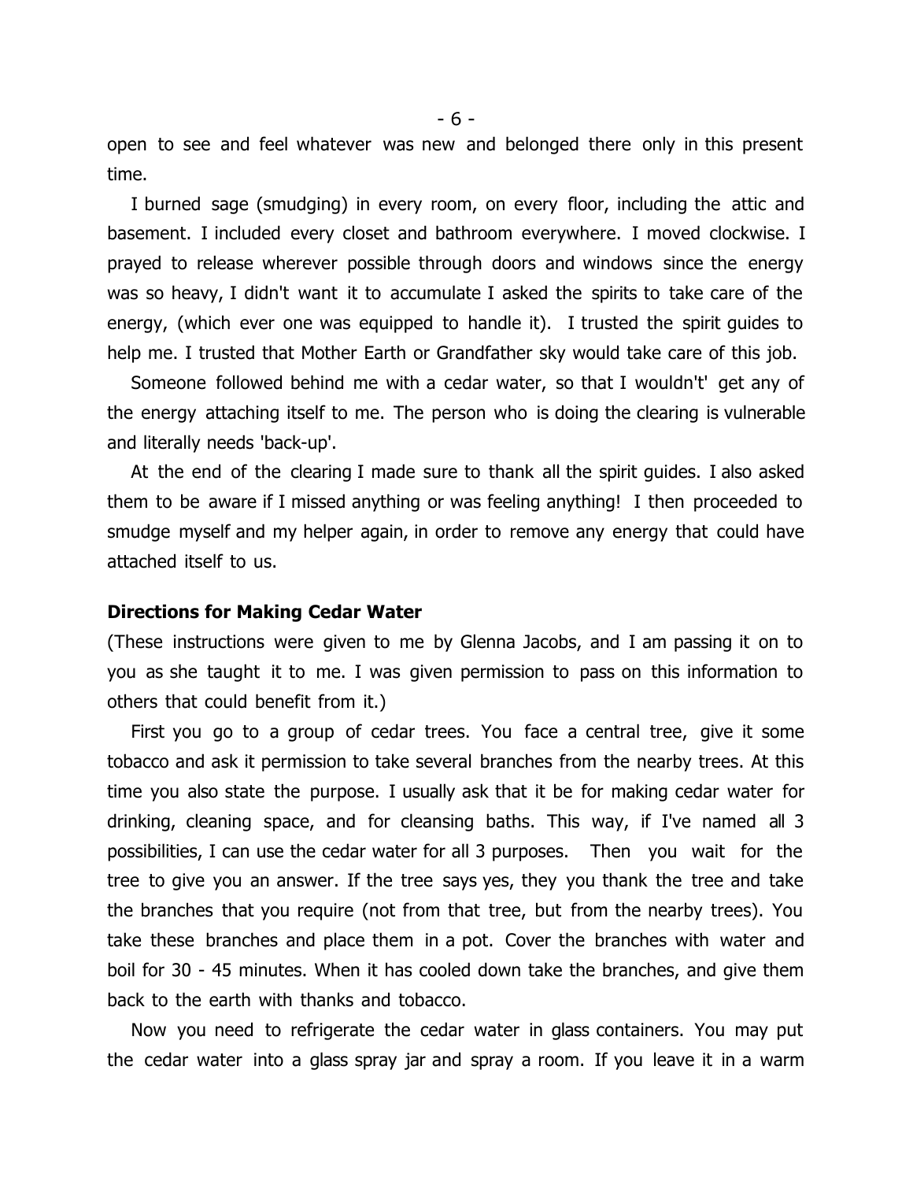open to see and feel whatever was new and belonged there only in this present time.

I burned sage (smudging) in every room, on every floor, including the attic and basement. I included every closet and bathroom everywhere. I moved clockwise. I prayed to release wherever possible through doors and windows since the energy was so heavy, I didn't want it to accumulate I asked the spirits to take care of the energy, (which ever one was equipped to handle it). I trusted the spirit guides to help me. I trusted that Mother Earth or Grandfather sky would take care of this job.

Someone followed behind me with a cedar water, so that I wouldn't' get any of the energy attaching itself to me. The person who is doing the clearing is vulnerable and literally needs 'back-up'.

At the end of the clearing I made sure to thank all the spirit guides. I also asked them to be aware if I missed anything or was feeling anything! I then proceeded to smudge myself and my helper again, in order to remove any energy that could have attached itself to us.

**Directions for Making Cedar Water**

(These instructions were given to me by Glenna Jacobs, and I am passing it on to you as she taught it to me. I was given permission to pass on this information to others that could benefit from it.)

First you go to a group of cedar trees. You face a central tree, give it some tobacco and ask it permission to take several branches from the nearby trees. At this time you also state the purpose. I usually ask that it be for making cedar water for drinking, cleaning space, and for cleansing baths. This way, if I've named all 3 possibilities, I can use the cedar water for all 3 purposes. Then you wait for the tree to give you an answer. If the tree says yes, they you thank the tree and take the branches that you require (not from that tree, but from the nearby trees). You take these branches and place them in a pot. Cover the branches with water and boil for 30 - 45 minutes. When it has cooled down take the branches, and give them back to the earth with thanks and tobacco.

Now you need to refrigerate the cedar water in glass containers. You may put the cedar water into a glass spray jar and spray a room. If you leave it in a warm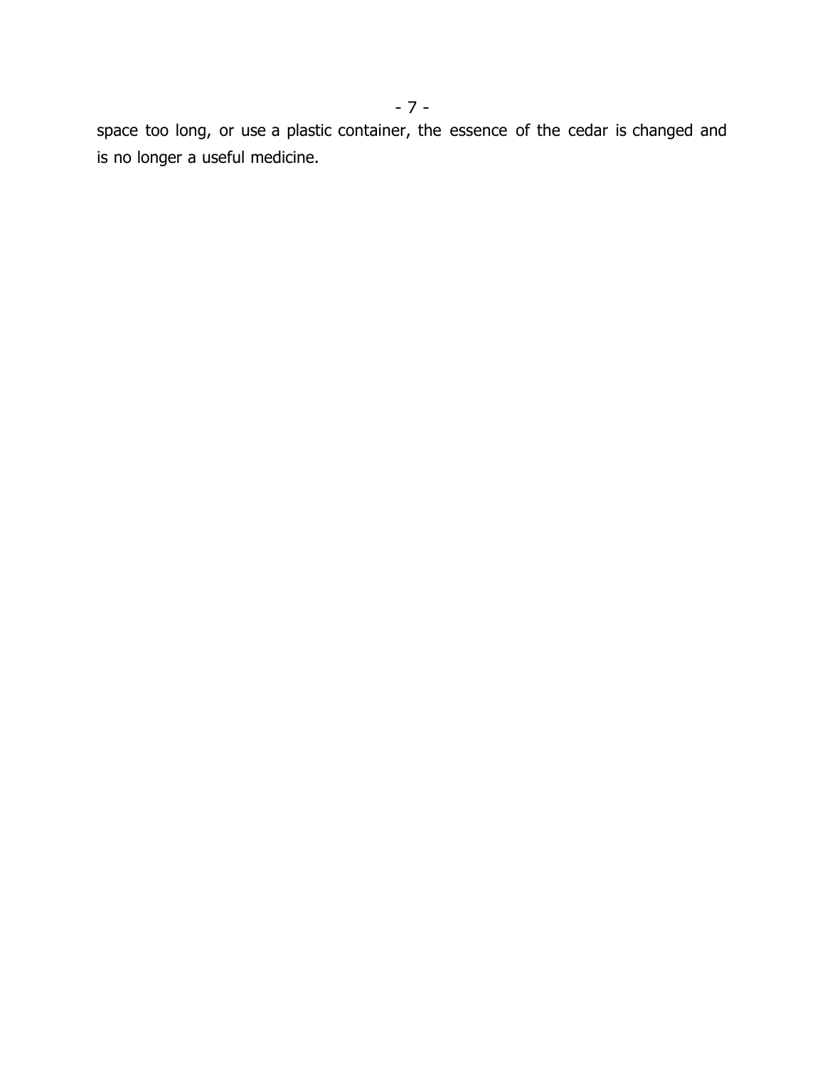space too long, or use a plastic container, the essence of the cedar is changed and is no longer a useful medicine.